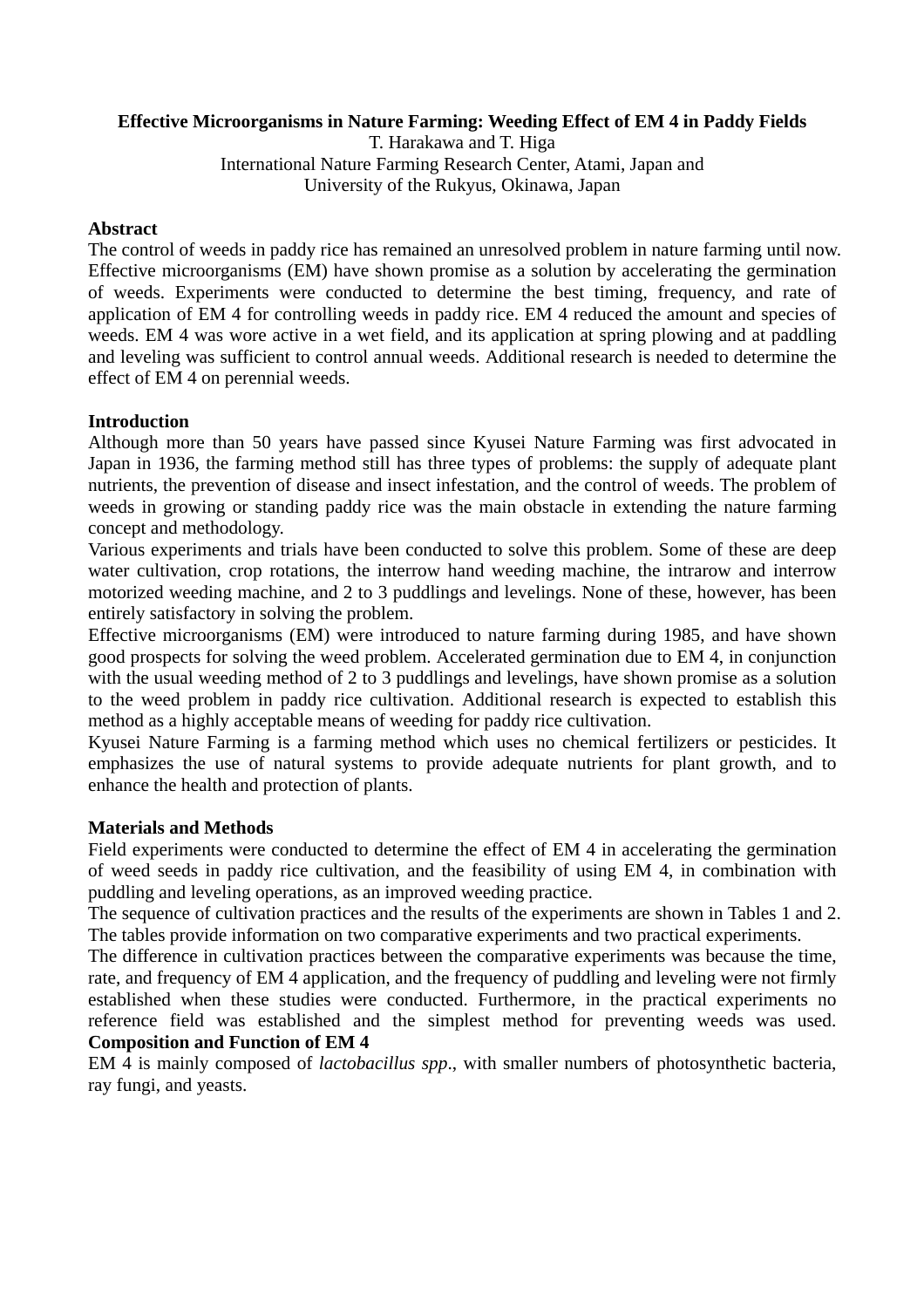# Effective Microorganisms in Nature Farming: Weeding Effect of EM 4 in Paddy Fields

T. Harakawa and T. Higa

International Nature Farming Research Center, Atami, Japan and

University of the Rukyus, Okinawa, Japan

## Abstract

The control of weeds in paddy rice has remained an unresolved problem in nature farming until now. Effective microorganisms (EM) have shown promise as a solution by accelerating the germination of weeds. Experiments were conducted to determine the best timing, frequency, and rate of application of EM 4 for controlling weeds in paddy rice. EM 4 reduced the amount and species of weeds. EM 4 was wore active in a wet field, and its application at spring plowing and at paddling and leveling was sufficient to control annual weeds. Additional research is needed to determine the effect of EM 4 on perennial weeds.

## Introduction

Although more than 50 years have passed since Kyusei Nature Farming was first advocated in Japan in 1936, the farming method still has three types of problems: the supply of adequate plant nutrients, the prevention of disease and insect infestation, and the control of weeds. The problem of weeds in growing or standing paddy rice was the main obstacle in extending the nature farming concept and methodology.

Various experiments and trials have been conducted to solve this problem. Some of these are deep water cultivation, crop rotations, the interrow hand weeding machine, the intrarow and interrow motorized weeding machine, and 2 to 3 puddlings and levelings. None of these, however, has been entirely satisfactory in solving the problem.

Effective microorganisms (EM) were introduced to nature farming during 1985, and have shown good prospects for solving the weed problem. Accelerated germination due to EM 4, in conjunction with the usual weeding method of 2 to 3 puddlings and levelings, have shown promise as a solution to the weed problem in paddy rice cultivation. Additional research is expected to establish this method as a highly acceptable means of weeding for paddy rice cultivation.

Kyusei Nature Farming is a farming method which uses no chemical fertilizers or pesticides. It emphasizes the use of natural systems to provide adequate nutrients for plant growth, and to enhance the health and protection of plants.

## Materials and Methods

Field experiments were conducted to determine the effect of EM 4 in accelerating the germination of weed seeds in paddy rice cultivation, and the feasibility of using EM 4, in combination with puddling and leveling operations, as an improved weeding practice.

The sequence of cultivation practices and the results of the experiments are shown in Tables 1 and 2. The tables provide information on two comparative experiments and two practical experiments.

The difference in cultivation practices between the comparative experiments was because the time, rate, and frequency of EM 4 application, and the frequency of puddling and leveling were not firmly established when these studies were conducted. Furthermore, in the practical experiments no reference field was established and the simplest method for preventing weeds was used.

### Composition and Function of EM 4

EM 4 is mainly composed of *lactobacillus spp*., with smaller numbers of photosynthetic bacteria, ray fungi, and yeasts.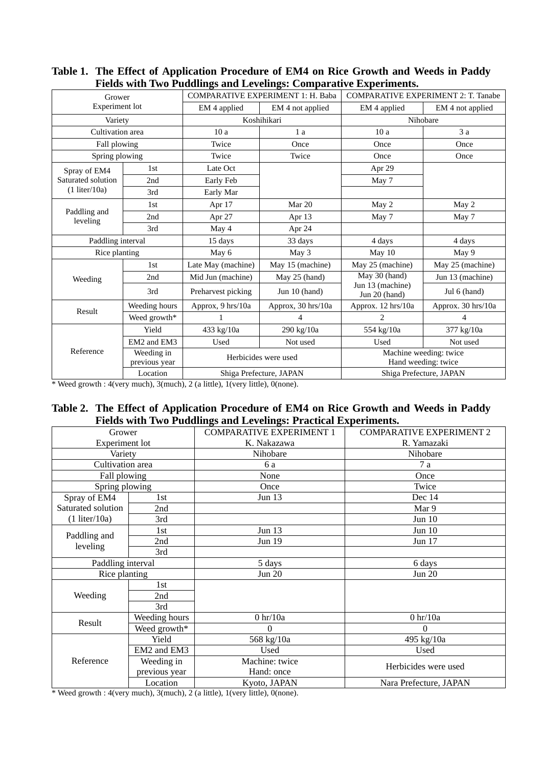**Table 1. The Effect of Application Procedure of EM4 on Rice Growth and Weeds in Paddy Fields with Two Puddlings and Levelings: Comparative Experiments.**

| Grower | | COMPARATIVE EXPERIMENT 1: H. Baba | | COMPARATIVE EXPERIMENT 2: T. Tanabe | |
|---|---|---|---|---|---|
| Experiment lot | | EM 4 applied | EM 4 not applied | EM 4 applied | EM 4 not applied |
| Variety | | Koshihikari | | Nihobare | |
| Cultivation area | | 10 a | 1 a | 10 a | 3 a |
| Fall plowing | | Twice | Once | Once | Once |
| Spring plowing | | Twice | Twice | Once | Once |
| Spray of EM4 Saturated solution (1 liter/10a) | 1st | Late Oct | | Apr 29 | |
| | 2nd | Early Feb | | May 7 | |
| | 3rd | Early Mar | | | |
| Paddling and leveling | 1st | Apr 17 | Mar 20 | May 2 | May 2 |
| | 2nd | Apr 27 | Apr 13 | May 7 | May 7 |
| | 3rd | May 4 | Apr 24 | | |
| Paddling interval | | 15 days | 33 days | 4 days | 4 days |
| Rice planting | | May 6 | May 3 | May 10 | May 9 |
| Weeding | 1st | Late May (machine) | May 15 (machine) | May 25 (machine) | May 25 (machine) |
| | 2nd | Mid Jun (machine) | May 25 (hand) | May 30 (hand) | Jun 13 (machine) |
| | 3rd | Preharvest picking | Jun 10 (hand) | Jun 13 (machine) Jun 20 (hand) | Jul 6 (hand) |
| Result | Weeding hours | Approx, 9 hrs/10a | Approx, 30 hrs/10a | Approx. 12 hrs/10a | Approx. 30 hrs/10a |
| | Weed growth* | 1 | 4 | 2 | 4 |
| Reference | Yield | 433 kg/10a | 290 kg/10a | 554 kg/10a | 377 kg/10a |
| | EM2 and EM3 | Used | Not used | Used | Not used |
| | Weeding in previous year | Herbicides were used | | Machine weeding: twice Hand weeding: twice | |
| | Location | Shiga Prefecture, JAPAN | | Shiga Prefecture, JAPAN | |

\* Weed growth : 4(very much), 3(much), 2 (a little), 1(very little), 0(none).

**Table 2. The Effect of Application Procedure of EM4 on Rice Growth and Weeds in Paddy Fields with Two Puddlings and Levelings: Practical Experiments.**

| Grower | | COMPARATIVE EXPERIMENT 1 | COMPARATIVE EXPERIMENT 2 |
|---|---|---|---|
| Experiment lot | | K. Nakazawa | R. Yamazaki |
| Variety | | Nihobare | Nihobare |
| Cultivation area | | 6 a | 7 a |
| Fall plowing | | None | Once |
| Spring plowing | | Once | Twice |
| Spray of EM4 Saturated solution (1 liter/10a) | 1st | Jun 13 | Dec 14 |
| | 2nd | | Mar 9 |
| | 3rd | | Jun 10 |
| Paddling and leveling | 1st | Jun 13 | Jun 10 |
| | 2nd | Jun 19 | Jun 17 |
| | 3rd | | |
| Paddling interval | | 5 days | 6 days |
| Rice planting | | Jun 20 | Jun 20 |
| Weeding | 1st | | |
| | 2nd | | |
| | 3rd | | |
| Result | Weeding hours | 0 hr/10a | 0 hr/10a |
| | Weed growth* | 0 | 0 |
| Reference | Yield | 568 kg/10a | 495 kg/10a |
| | EM2 and EM3 | Used | Used |
| | Weeding in previous year | Machine: twice Hand: once | Herbicides were used |
| | Location | Kyoto, JAPAN | Nara Prefecture, JAPAN |

\* Weed growth : 4(very much), 3(much), 2 (a little), 1(very little), 0(none).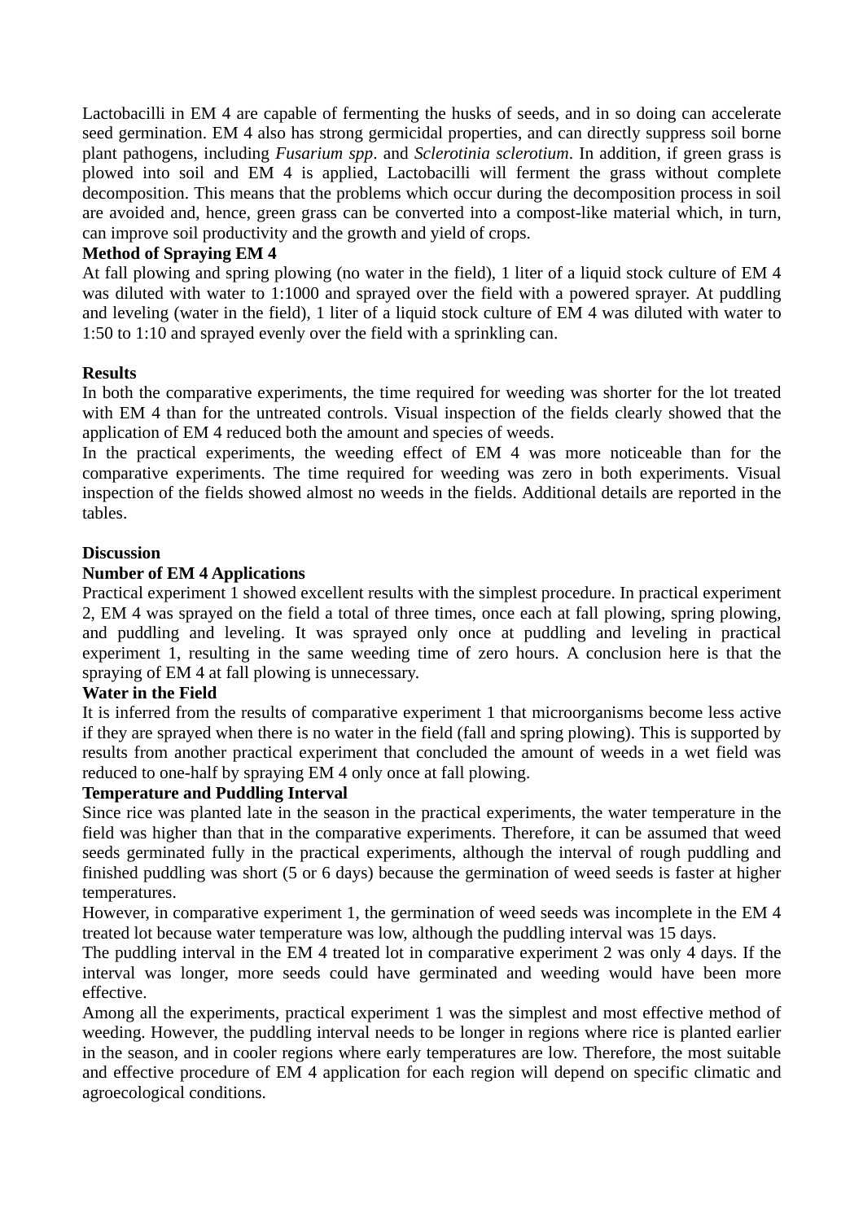Lactobacilli in EM 4 are capable of fermenting the husks of seeds, and in so doing can accelerate seed germination. EM 4 also has strong germicidal properties, and can directly suppress soil borne plant pathogens, including *Fusarium spp*. and *Sclerotinia sclerotium*. In addition, if green grass is plowed into soil and EM 4 is applied, Lactobacilli will ferment the grass without complete decomposition. This means that the problems which occur during the decomposition process in soil are avoided and, hence, green grass can be converted into a compost-like material which, in turn, can improve soil productivity and the growth and yield of crops.

**Method of Spraying EM 4**

At fall plowing and spring plowing (no water in the field), 1 liter of a liquid stock culture of EM 4 was diluted with water to 1:1000 and sprayed over the field with a powered sprayer. At puddling and leveling (water in the field), 1 liter of a liquid stock culture of EM 4 was diluted with water to 1:50 to 1:10 and sprayed evenly over the field with a sprinkling can.

**Results**

In both the comparative experiments, the time required for weeding was shorter for the lot treated with EM 4 than for the untreated controls. Visual inspection of the fields clearly showed that the application of EM 4 reduced both the amount and species of weeds.

In the practical experiments, the weeding effect of EM 4 was more noticeable than for the comparative experiments. The time required for weeding was zero in both experiments. Visual inspection of the fields showed almost no weeds in the fields. Additional details are reported in the tables.

**Discussion**

**Number of EM 4 Applications**

Practical experiment 1 showed excellent results with the simplest procedure. In practical experiment 2, EM 4 was sprayed on the field a total of three times, once each at fall plowing, spring plowing, and puddling and leveling. It was sprayed only once at puddling and leveling in practical experiment 1, resulting in the same weeding time of zero hours. A conclusion here is that the spraying of EM 4 at fall plowing is unnecessary.

**Water in the Field**

It is inferred from the results of comparative experiment 1 that microorganisms become less active if they are sprayed when there is no water in the field (fall and spring plowing). This is supported by results from another practical experiment that concluded the amount of weeds in a wet field was reduced to one-half by spraying EM 4 only once at fall plowing.

**Temperature and Puddling Interval**

Since rice was planted late in the season in the practical experiments, the water temperature in the field was higher than that in the comparative experiments. Therefore, it can be assumed that weed seeds germinated fully in the practical experiments, although the interval of rough puddling and finished puddling was short (5 or 6 days) because the germination of weed seeds is faster at higher temperatures.

However, in comparative experiment 1, the germination of weed seeds was incomplete in the EM 4 treated lot because water temperature was low, although the puddling interval was 15 days.

The puddling interval in the EM 4 treated lot in comparative experiment 2 was only 4 days. If the interval was longer, more seeds could have germinated and weeding would have been more effective.

Among all the experiments, practical experiment 1 was the simplest and most effective method of weeding. However, the puddling interval needs to be longer in regions where rice is planted earlier in the season, and in cooler regions where early temperatures are low. Therefore, the most suitable and effective procedure of EM 4 application for each region will depend on specific climatic and agroecological conditions.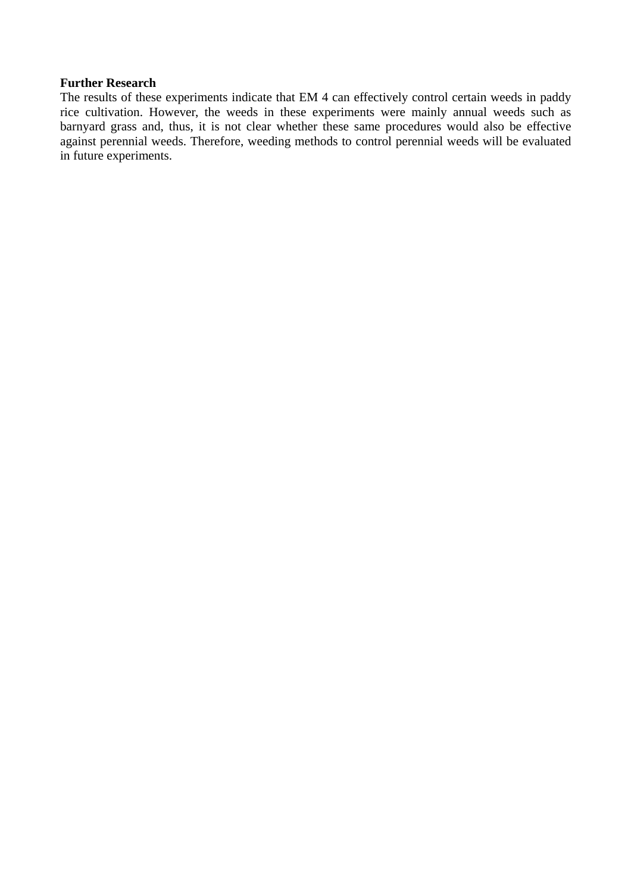**Further Research**

The results of these experiments indicate that EM 4 can effectively control certain weeds in paddy rice cultivation. However, the weeds in these experiments were mainly annual weeds such as barnyard grass and, thus, it is not clear whether these same procedures would also be effective against perennial weeds. Therefore, weeding methods to control perennial weeds will be evaluated in future experiments.